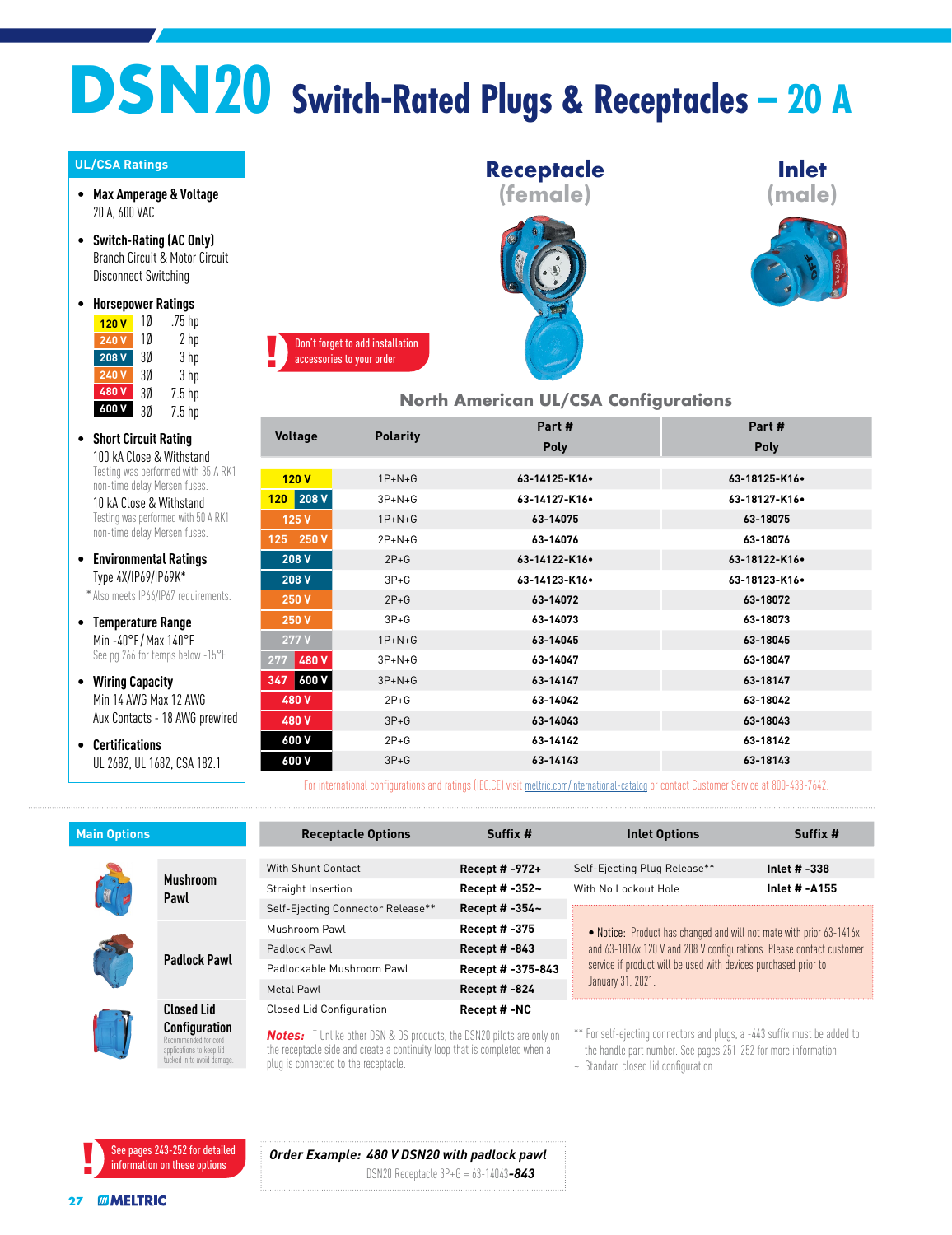# DSN20 Switch-Rated Plugs & Receptacles – 20 A

## UL/CSA Ratings

- **Max Amperage & Voltage**
  20 A, 600 VAC
- **Switch-Rating (AC Only)**
  Branch Circuit & Motor Circuit Disconnect Switching
- **Horsepower Ratings**

| Voltage | Phase | HP |
|---|---|---|
| 120 V | 1Ø | .75 hp |
| 240 V | 1Ø | 2 hp |
| 208 V | 3Ø | 3 hp |
| 240 V | 3Ø | 3 hp |
| 480 V | 3Ø | 7.5 hp |
| 600 V | 3Ø | 7.5 hp |

- **Short Circuit Rating**
  100 kA Close & Withstand
  Testing was performed with 35 A RK1 non-time delay Mersen fuses.
  10 kA Close & Withstand
  Testing was performed with 50 A RK1 non-time delay Mersen fuses.
- **Environmental Ratings**
  Type 4X/IP69/IP69K*
  * Also meets IP66/IP67 requirements.
- **Temperature Range**
  Min -40°F / Max 140°F
  See pg 266 for temps below -15°F.
- **Wiring Capacity**
  Min 14 AWG Max 12 AWG
  Aux Contacts - 18 AWG prewired
- **Certifications**
  UL 2682, UL 1682, CSA 182.1

**Receptacle (female)** | **Inlet (male)**

**!** Don't forget to add installation accessories to your order

## North American UL/CSA Configurations

| Voltage | Polarity | Part # Receptacle Poly | Part # Inlet Poly |
|---|---|---|---|
| 120 V | 1P+N+G | 63-14125-K16• | 63-18125-K16• |
| 120 / 208 V | 3P+N+G | 63-14127-K16• | 63-18127-K16• |
| 125 V | 1P+N+G | 63-14075 | 63-18075 |
| 125 / 250 V | 2P+N+G | 63-14076 | 63-18076 |
| 208 V | 2P+G | 63-14122-K16• | 63-18122-K16• |
| 208 V | 3P+G | 63-14123-K16• | 63-18123-K16• |
| 250 V | 2P+G | 63-14072 | 63-18072 |
| 250 V | 3P+G | 63-14073 | 63-18073 |
| 277 V | 1P+N+G | 63-14045 | 63-18045 |
| 277 / 480 V | 3P+N+G | 63-14047 | 63-18047 |
| 347 / 600 V | 3P+N+G | 63-14147 | 63-18147 |
| 480 V | 2P+G | 63-14042 | 63-18042 |
| 480 V | 3P+G | 63-14043 | 63-18043 |
| 600 V | 2P+G | 63-14142 | 63-18142 |
| 600 V | 3P+G | 63-14143 | 63-18143 |

For international configurations and ratings (IEC,CE) visit meltric.com/international-catalog or contact Customer Service at 800-433-7642.

## Main Options

- **Mushroom Pawl**
- **Padlock Pawl**
- **Closed Lid Configuration** – Recommended for cord applications to keep lid tucked in to avoid damage.

| Receptacle Options | Suffix # | Inlet Options | Suffix # |
|---|---|---|---|
| With Shunt Contact | Recept # -972+ | Self-Ejecting Plug Release** | Inlet # -338 |
| Straight Insertion | Recept # -352~ | With No Lockout Hole | Inlet # -A155 |
| Self-Ejecting Connector Release** | Recept # -354~ | | |
| Mushroom Pawl | Recept # -375 | | |
| Padlock Pawl | Recept # -843 | | |
| Padlockable Mushroom Pawl | Recept # -375-843 | | |
| Metal Pawl | Recept # -824 | | |
| Closed Lid Configuration | Recept # -NC | | |

• **Notice:** Product has changed and will not mate with prior 63-1416x and 63-1816x 120 V and 208 V configurations. Please contact customer service if product will be used with devices purchased prior to January 31, 2021.

***Notes:*** + Unlike other DSN & DS products, the DSN20 pilots are only on the receptacle side and create a continuity loop that is completed when a plug is connected to the receptacle.

** For self-ejecting connectors and plugs, a -443 suffix must be added to the handle part number. See pages 251-252 for more information.
~ Standard closed lid configuration.

**!** See pages 243-252 for detailed information on these options

***Order Example: 480 V DSN20 with padlock pawl***
DSN20 Receptacle 3P+G = 63-14043***-843***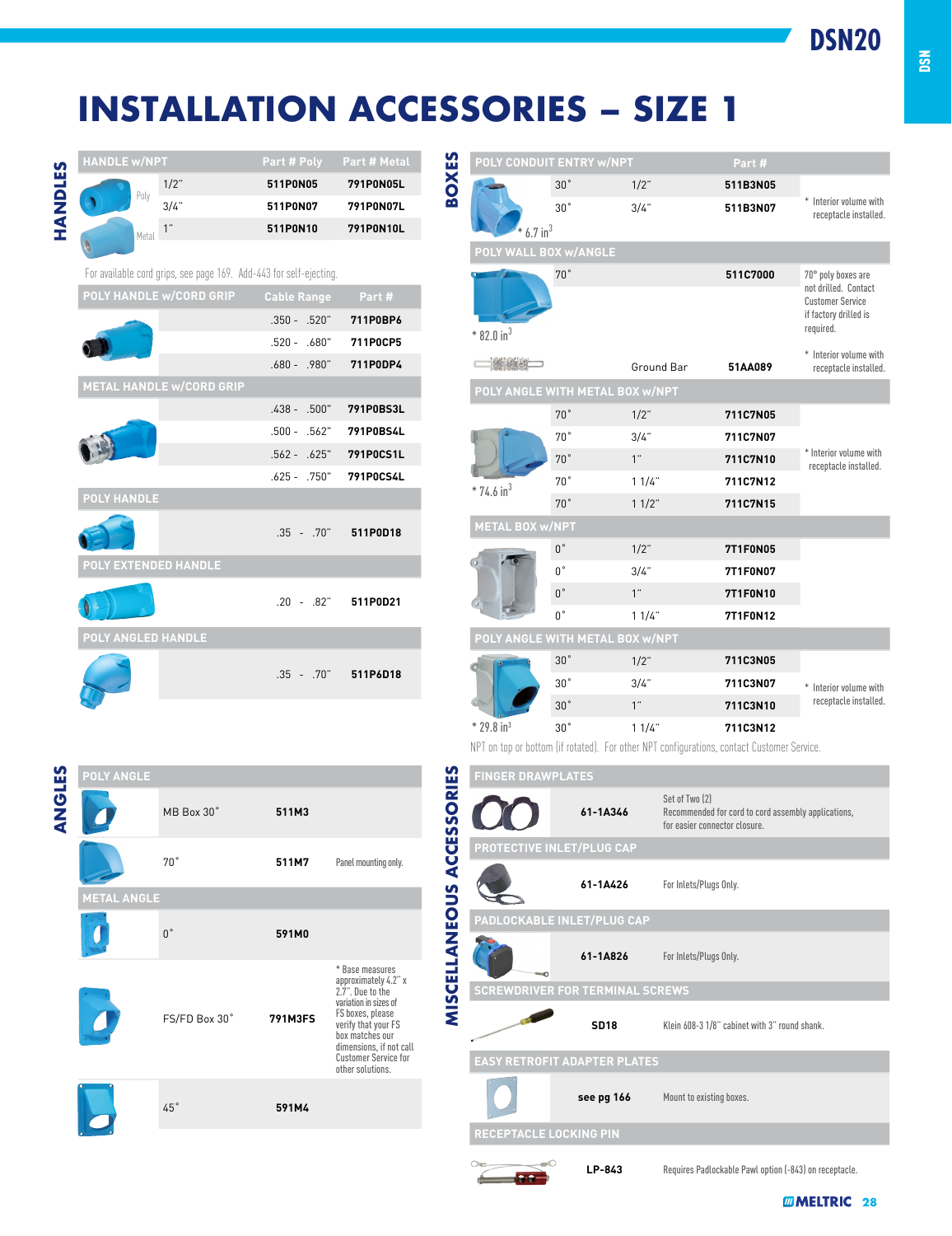# INSTALLATION ACCESSORIES – SIZE 1

## HANDLES

| HANDLE w/NPT | | Part # Poly | Part # Metal |
|---|---|---|---|
| Poly / Metal | 1/2" | 511P0N05 | 791P0N05L |
| | 3/4" | 511P0N07 | 791P0N07L |
| | 1" | 511P0N10 | 791P0N10L |

For available cord grips, see page 169. Add-443 for self-ejecting.

| POLY HANDLE w/CORD GRIP | Cable Range | Part # |
|---|---|---|
| | .350 - .520" | 711P0BP6 |
| | .520 - .680" | 711P0CP5 |
| | .680 - .980" | 711P0DP4 |

| METAL HANDLE w/CORD GRIP | Cable Range | Part # |
|---|---|---|
| | .438 - .500" | 791P0BS3L |
| | .500 - .562" | 791P0BS4L |
| | .562 - .625" | 791P0CS1L |
| | .625 - .750" | 791P0CS4L |

| POLY HANDLE | | |
|---|---|---|
| | .35 - .70" | 511P0D18 |

| POLY EXTENDED HANDLE | | |
|---|---|---|
| | .20 - .82" | 511P0D21 |

| POLY ANGLED HANDLE | | |
|---|---|---|
| | .35 - .70" | 511P6D18 |

## BOXES

| POLY CONDUIT ENTRY w/NPT | | | Part # | |
|---|---|---|---|---|
| * 6.7 in³ | 30˚ | 1/2" | 511B3N05 | * Interior volume with receptacle installed. |
| | 30˚ | 3/4" | 511B3N07 | |

| POLY WALL BOX w/ANGLE | | | | |
|---|---|---|---|---|
| * 82.0 in³ | 70˚ | | 511C7000 | 70° poly boxes are not drilled. Contact Customer Service if factory drilled is required. |
| | | Ground Bar | 51AA089 | * Interior volume with receptacle installed. |

| POLY ANGLE WITH METAL BOX w/NPT | | | | |
|---|---|---|---|---|
| * 74.6 in³ | 70˚ | 1/2" | 711C7N05 | * Interior volume with receptacle installed. |
| | 70˚ | 3/4" | 711C7N07 | |
| | 70˚ | 1" | 711C7N10 | |
| | 70˚ | 1 1/4" | 711C7N12 | |
| | 70˚ | 1 1/2" | 711C7N15 | |

| METAL BOX w/NPT | | | |
|---|---|---|---|
| | 0˚ | 1/2" | 7T1F0N05 |
| | 0˚ | 3/4" | 7T1F0N07 |
| | 0˚ | 1" | 7T1F0N10 |
| | 0˚ | 1 1/4" | 7T1F0N12 |

| POLY ANGLE WITH METAL BOX w/NPT | | | | |
|---|---|---|---|---|
| * 29.8 in³ | 30˚ | 1/2" | 711C3N05 | * Interior volume with receptacle installed. |
| | 30˚ | 3/4" | 711C3N07 | |
| | 30˚ | 1" | 711C3N10 | |
| | 30˚ | 1 1/4" | 711C3N12 | |

NPT on top or bottom (if rotated). For other NPT configurations, contact Customer Service.

## ANGLES

| POLY ANGLE | | |
|---|---|---|
| MB Box 30˚ | 511M3 | |
| 70˚ | 511M7 | Panel mounting only. |

| METAL ANGLE | | |
|---|---|---|
| 0˚ | 591M0 | |
| FS/FD Box 30˚ | 791M3FS | * Base measures approximately 4.2" x 2.7". Due to the variation in sizes of FS boxes, please verify that your FS box matches our dimensions, if not call Customer Service for other solutions. |
| 45˚ | 591M4 | |

## MISCELLANEOUS ACCESSORIES

| | | |
|---|---|---|
| FINGER DRAWPLATES | 61-1A346 | Set of Two (2). Recommended for cord to cord assembly applications, for easier connector closure. |
| PROTECTIVE INLET/PLUG CAP | 61-1A426 | For Inlets/Plugs Only. |
| PADLOCKABLE INLET/PLUG CAP | 61-1A826 | For Inlets/Plugs Only. |
| SCREWDRIVER FOR TERMINAL SCREWS | SD18 | Klein 608-3 1/8" cabinet with 3" round shank. |
| EASY RETROFIT ADAPTER PLATES | see pg 166 | Mount to existing boxes. |
| RECEPTACLE LOCKING PIN | LP-843 | Requires Padlockable Pawl option (-843) on receptacle. |